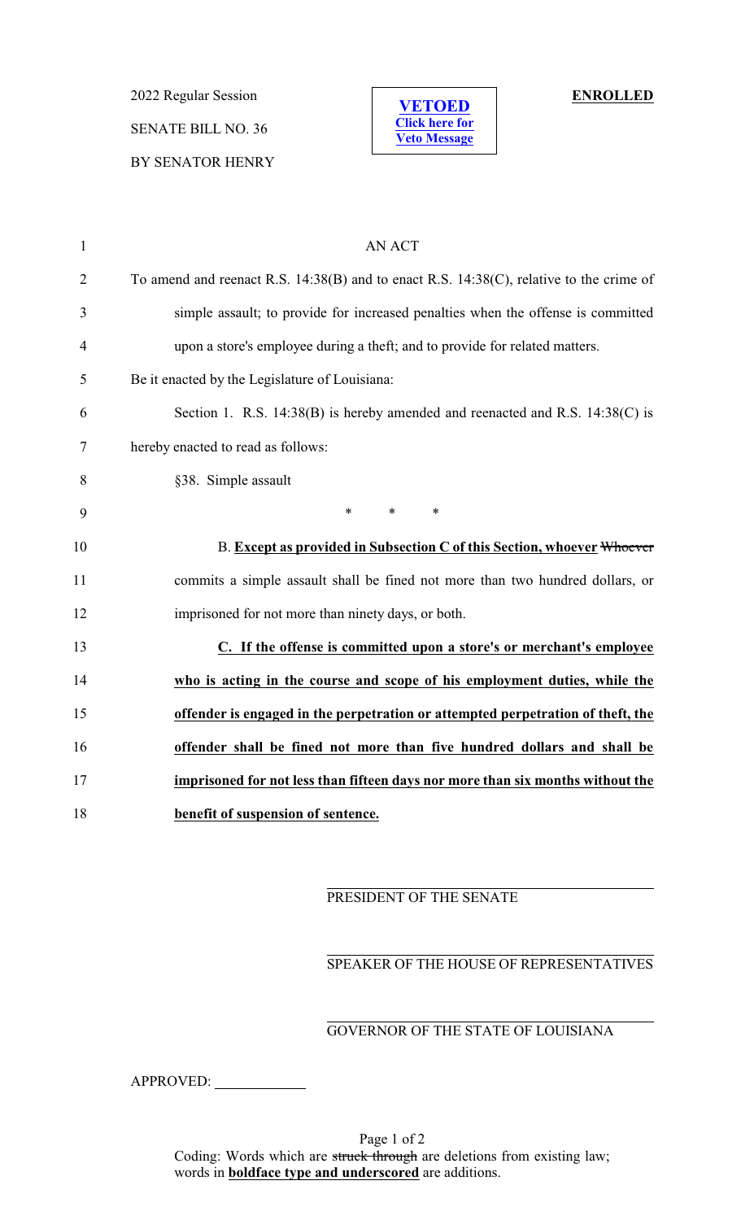2022 Regular Session

SENATE BILL NO. 36

BY SENATOR HENRY

**VETOED**
Click here for Veto Message

**ENROLLED**

AN ACT

To amend and reenact R.S. 14:38(B) and to enact R.S. 14:38(C), relative to the crime of simple assault; to provide for increased penalties when the offense is committed upon a store's employee during a theft; and to provide for related matters.

Be it enacted by the Legislature of Louisiana:

Section 1. R.S. 14:38(B) is hereby amended and reenacted and R.S. 14:38(C) is hereby enacted to read as follows:

§38. Simple assault

\* \* \*

B. **Except as provided in Subsection C of this Section, whoever** ~~Whoever~~ commits a simple assault shall be fined not more than two hundred dollars, or imprisoned for not more than ninety days, or both.

**C. If the offense is committed upon a store's or merchant's employee who is acting in the course and scope of his employment duties, while the offender is engaged in the perpetration or attempted perpetration of theft, the offender shall be fined not more than five hundred dollars and shall be imprisoned for not less than fifteen days nor more than six months without the benefit of suspension of sentence.**

PRESIDENT OF THE SENATE

SPEAKER OF THE HOUSE OF REPRESENTATIVES

GOVERNOR OF THE STATE OF LOUISIANA

APPROVED: ____________

Coding: Words which are ~~struck through~~ are deletions from existing law; words in **boldface type and underscored** are additions.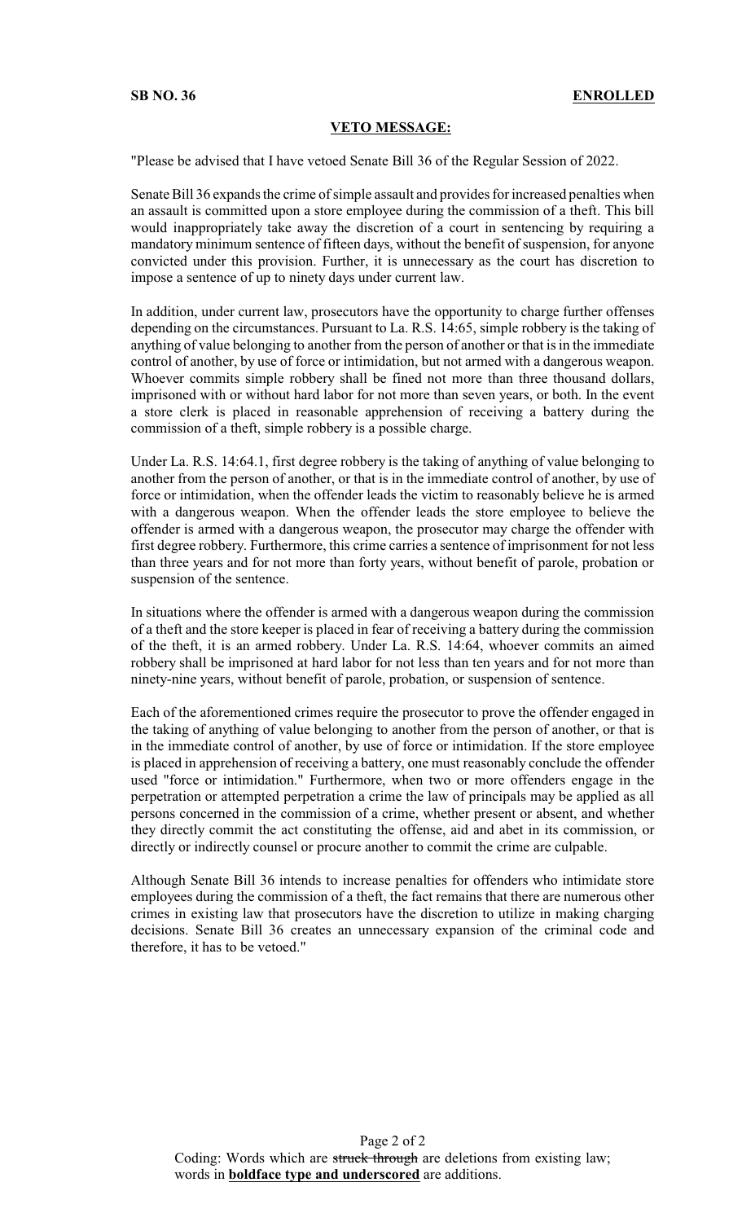**SB NO. 36** **ENROLLED**

## VETO MESSAGE:

"Please be advised that I have vetoed Senate Bill 36 of the Regular Session of 2022.

Senate Bill 36 expands the crime of simple assault and provides for increased penalties when an assault is committed upon a store employee during the commission of a theft. This bill would inappropriately take away the discretion of a court in sentencing by requiring a mandatory minimum sentence of fifteen days, without the benefit of suspension, for anyone convicted under this provision. Further, it is unnecessary as the court has discretion to impose a sentence of up to ninety days under current law.

In addition, under current law, prosecutors have the opportunity to charge further offenses depending on the circumstances. Pursuant to La. R.S. 14:65, simple robbery is the taking of anything of value belonging to another from the person of another or that is in the immediate control of another, by use of force or intimidation, but not armed with a dangerous weapon. Whoever commits simple robbery shall be fined not more than three thousand dollars, imprisoned with or without hard labor for not more than seven years, or both. In the event a store clerk is placed in reasonable apprehension of receiving a battery during the commission of a theft, simple robbery is a possible charge.

Under La. R.S. 14:64.1, first degree robbery is the taking of anything of value belonging to another from the person of another, or that is in the immediate control of another, by use of force or intimidation, when the offender leads the victim to reasonably believe he is armed with a dangerous weapon. When the offender leads the store employee to believe the offender is armed with a dangerous weapon, the prosecutor may charge the offender with first degree robbery. Furthermore, this crime carries a sentence of imprisonment for not less than three years and for not more than forty years, without benefit of parole, probation or suspension of the sentence.

In situations where the offender is armed with a dangerous weapon during the commission of a theft and the store keeper is placed in fear of receiving a battery during the commission of the theft, it is an armed robbery. Under La. R.S. 14:64, whoever commits an aimed robbery shall be imprisoned at hard labor for not less than ten years and for not more than ninety-nine years, without benefit of parole, probation, or suspension of sentence.

Each of the aforementioned crimes require the prosecutor to prove the offender engaged in the taking of anything of value belonging to another from the person of another, or that is in the immediate control of another, by use of force or intimidation. If the store employee is placed in apprehension of receiving a battery, one must reasonably conclude the offender used "force or intimidation." Furthermore, when two or more offenders engage in the perpetration or attempted perpetration a crime the law of principals may be applied as all persons concerned in the commission of a crime, whether present or absent, and whether they directly commit the act constituting the offense, aid and abet in its commission, or directly or indirectly counsel or procure another to commit the crime are culpable.

Although Senate Bill 36 intends to increase penalties for offenders who intimidate store employees during the commission of a theft, the fact remains that there are numerous other crimes in existing law that prosecutors have the discretion to utilize in making charging decisions. Senate Bill 36 creates an unnecessary expansion of the criminal code and therefore, it has to be vetoed."

Coding: Words which are ~~struck through~~ are deletions from existing law; words in **boldface type and underscored** are additions.